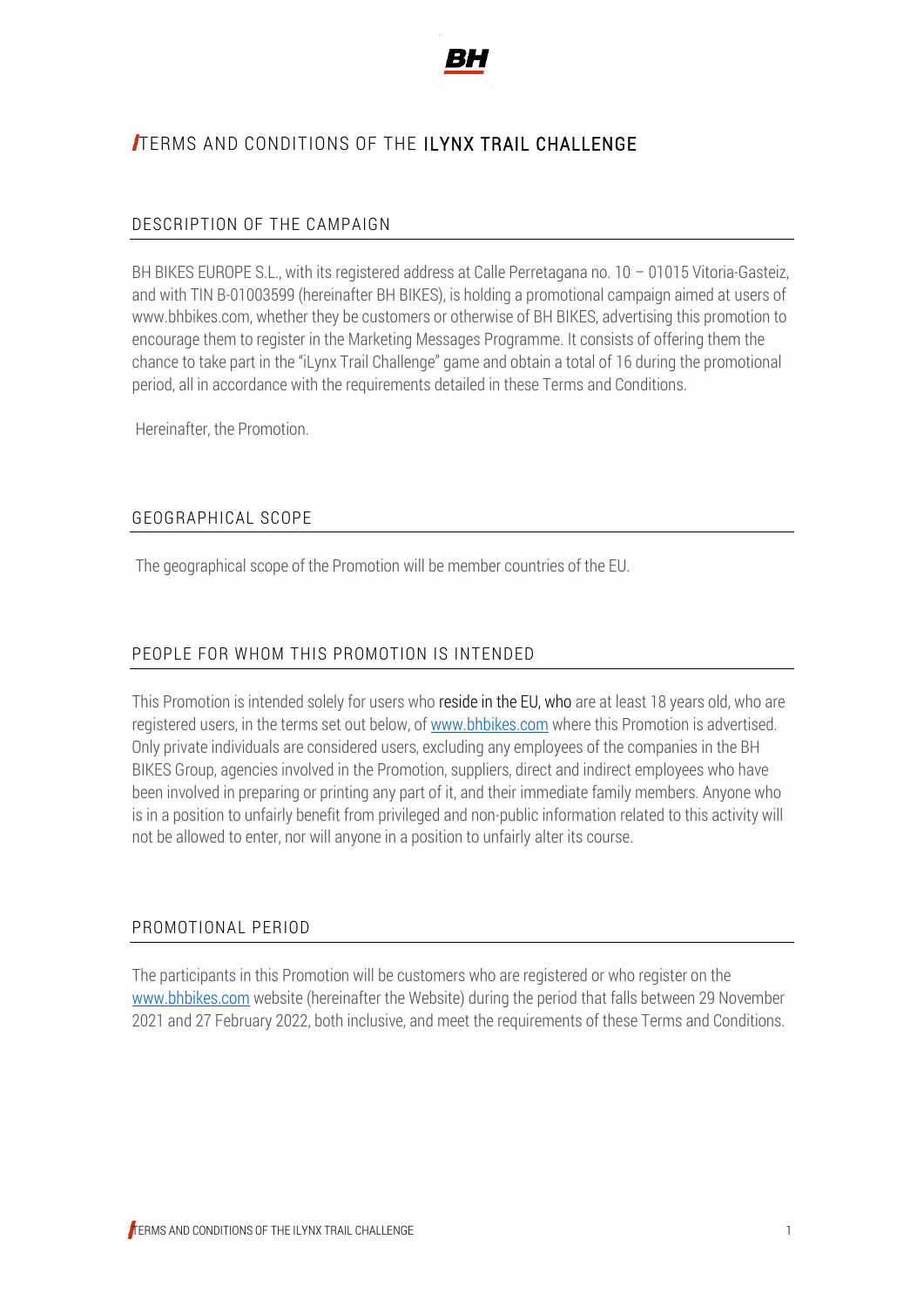# TERMS AND CONDITIONS OF THE ILYNX TRAIL CHALLENGE

## DESCRIPTION OF THE CAMPAIGN

BH BIKES EUROPE S.L., with its registered address at Calle Perretagana no. 10 – 01015 Vitoria-Gasteiz, and with TIN B-01003599 (hereinafter BH BIKES), is holding a promotional campaign aimed at users of www.bhbikes.com, whether they be customers or otherwise of BH BIKES, advertising this promotion to encourage them to register in the Marketing Messages Programme. It consists of offering them the chance to take part in the "iLynx Trail Challenge" game and obtain a total of 16 during the promotional period, all in accordance with the requirements detailed in these Terms and Conditions.

Hereinafter, the Promotion.

## GEOGRAPHICAL SCOPE

The geographical scope of the Promotion will be member countries of the EU.

## PEOPLE FOR WHOM THIS PROMOTION IS INTENDED

This Promotion is intended solely for users who reside in the EU, who are at least 18 years old, who are registered users, in the terms set out below, of www.bhbikes.com where this Promotion is advertised. Only private individuals are considered users, excluding any employees of the companies in the BH BIKES Group, agencies involved in the Promotion, suppliers, direct and indirect employees who have been involved in preparing or printing any part of it, and their immediate family members. Anyone who is in a position to unfairly benefit from privileged and non-public information related to this activity will not be allowed to enter, nor will anyone in a position to unfairly alter its course.

## PROMOTIONAL PERIOD

The participants in this Promotion will be customers who are registered or who register on the www.bhbikes.com website (hereinafter the Website) during the period that falls between 29 November 2021 and 27 February 2022, both inclusive, and meet the requirements of these Terms and Conditions.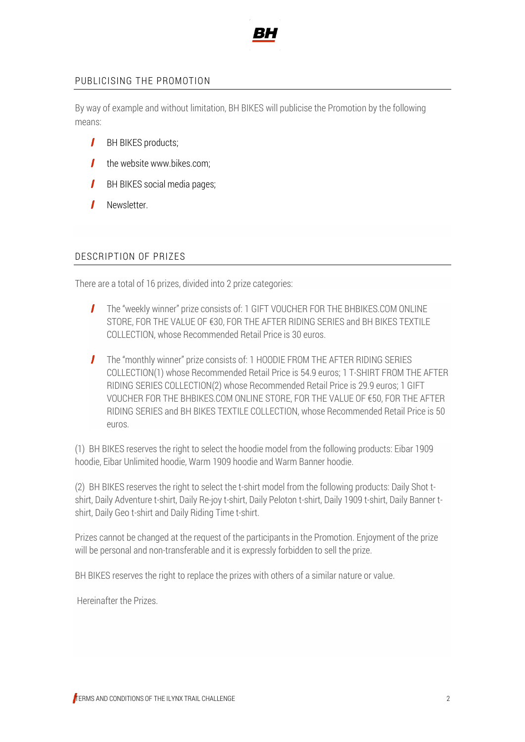## PUBLICISING THE PROMOTION

By way of example and without limitation, BH BIKES will publicise the Promotion by the following means:

- BH BIKES products;
- the website www.bikes.com;
- BH BIKES social media pages;
- Newsletter.

## DESCRIPTION OF PRIZES

There are a total of 16 prizes, divided into 2 prize categories:

- The "weekly winner" prize consists of: 1 GIFT VOUCHER FOR THE BHBIKES.COM ONLINE STORE, FOR THE VALUE OF €30, FOR THE AFTER RIDING SERIES and BH BIKES TEXTILE COLLECTION, whose Recommended Retail Price is 30 euros.
- The "monthly winner" prize consists of: 1 HOODIE FROM THE AFTER RIDING SERIES COLLECTION(1) whose Recommended Retail Price is 54.9 euros; 1 T-SHIRT FROM THE AFTER RIDING SERIES COLLECTION(2) whose Recommended Retail Price is 29.9 euros; 1 GIFT VOUCHER FOR THE BHBIKES.COM ONLINE STORE, FOR THE VALUE OF €50, FOR THE AFTER RIDING SERIES and BH BIKES TEXTILE COLLECTION, whose Recommended Retail Price is 50 euros.

(1) BH BIKES reserves the right to select the hoodie model from the following products: Eibar 1909 hoodie, Eibar Unlimited hoodie, Warm 1909 hoodie and Warm Banner hoodie.

(2) BH BIKES reserves the right to select the t-shirt model from the following products: Daily Shot t-shirt, Daily Adventure t-shirt, Daily Re-joy t-shirt, Daily Peloton t-shirt, Daily 1909 t-shirt, Daily Banner t-shirt, Daily Geo t-shirt and Daily Riding Time t-shirt.

Prizes cannot be changed at the request of the participants in the Promotion. Enjoyment of the prize will be personal and non-transferable and it is expressly forbidden to sell the prize.

BH BIKES reserves the right to replace the prizes with others of a similar nature or value.

Hereinafter the Prizes.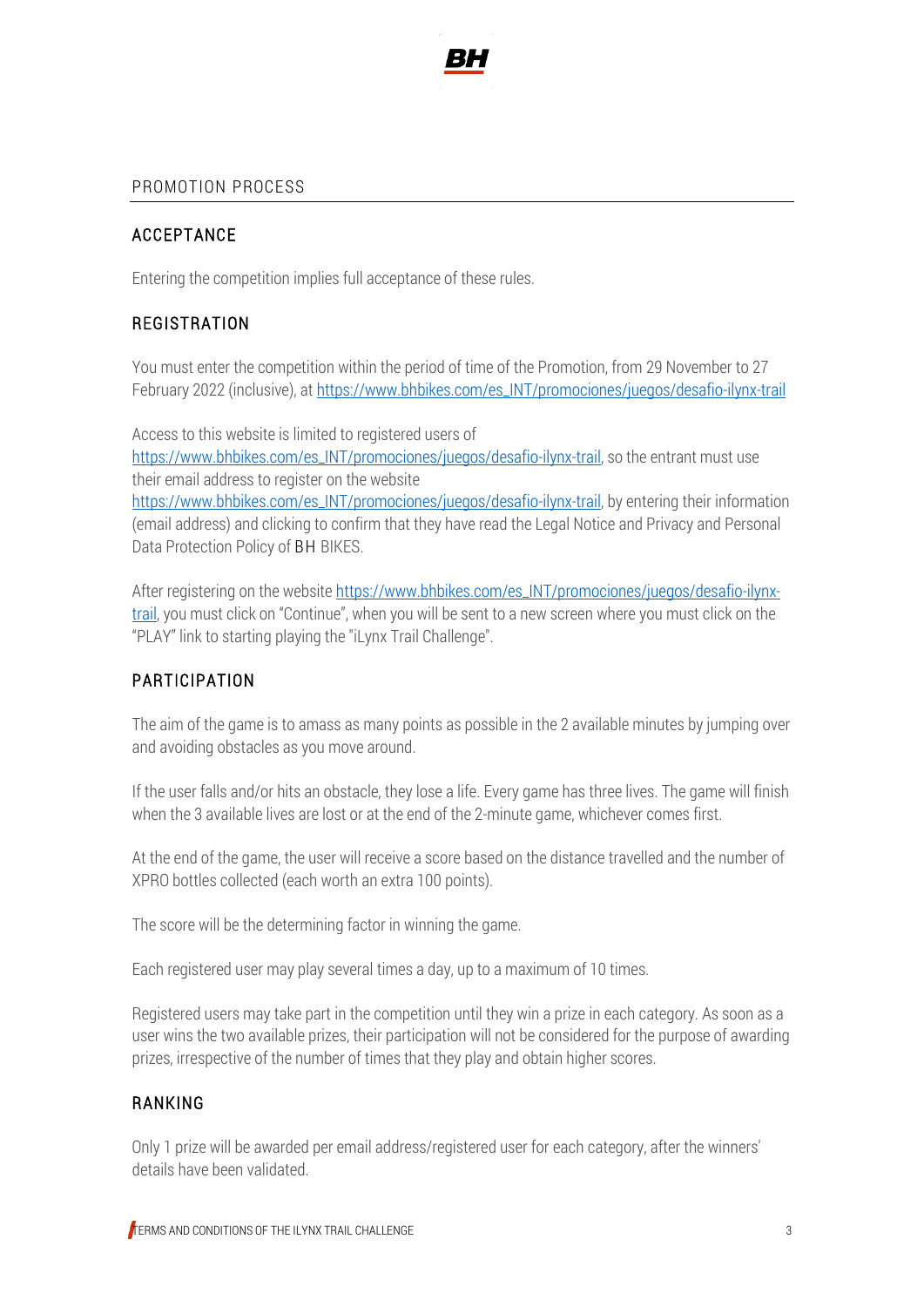## PROMOTION PROCESS

### ACCEPTANCE

Entering the competition implies full acceptance of these rules.

### REGISTRATION

You must enter the competition within the period of time of the Promotion, from 29 November to 27 February 2022 (inclusive), at https://www.bhbikes.com/es_INT/promociones/juegos/desafio-ilynx-trail

Access to this website is limited to registered users of https://www.bhbikes.com/es_INT/promociones/juegos/desafio-ilynx-trail, so the entrant must use their email address to register on the website https://www.bhbikes.com/es_INT/promociones/juegos/desafio-ilynx-trail, by entering their information (email address) and clicking to confirm that they have read the Legal Notice and Privacy and Personal Data Protection Policy of BH BIKES.

After registering on the website https://www.bhbikes.com/es_INT/promociones/juegos/desafio-ilynx-trail, you must click on "Continue", when you will be sent to a new screen where you must click on the "PLAY" link to starting playing the "iLynx Trail Challenge".

### PARTICIPATION

The aim of the game is to amass as many points as possible in the 2 available minutes by jumping over and avoiding obstacles as you move around.

If the user falls and/or hits an obstacle, they lose a life. Every game has three lives. The game will finish when the 3 available lives are lost or at the end of the 2-minute game, whichever comes first.

At the end of the game, the user will receive a score based on the distance travelled and the number of XPRO bottles collected (each worth an extra 100 points).

The score will be the determining factor in winning the game.

Each registered user may play several times a day, up to a maximum of 10 times.

Registered users may take part in the competition until they win a prize in each category. As soon as a user wins the two available prizes, their participation will not be considered for the purpose of awarding prizes, irrespective of the number of times that they play and obtain higher scores.

### RANKING

Only 1 prize will be awarded per email address/registered user for each category, after the winners' details have been validated.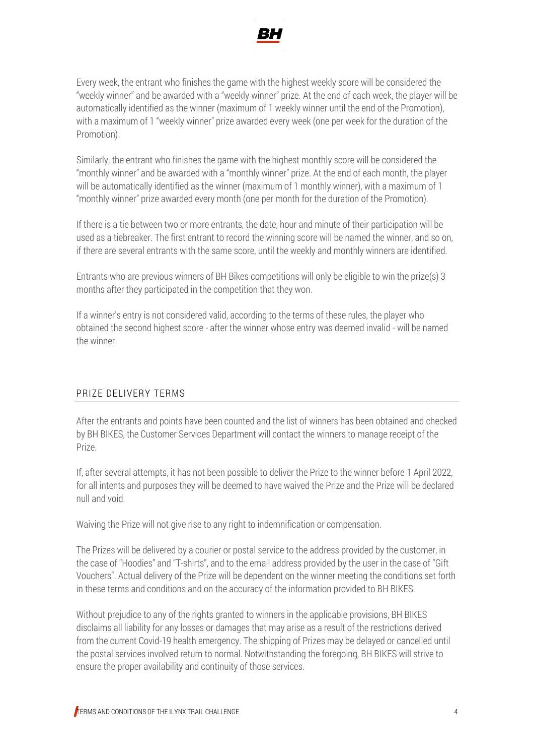Every week, the entrant who finishes the game with the highest weekly score will be considered the "weekly winner" and be awarded with a "weekly winner" prize. At the end of each week, the player will be automatically identified as the winner (maximum of 1 weekly winner until the end of the Promotion), with a maximum of 1 "weekly winner" prize awarded every week (one per week for the duration of the Promotion).

Similarly, the entrant who finishes the game with the highest monthly score will be considered the "monthly winner" and be awarded with a "monthly winner" prize. At the end of each month, the player will be automatically identified as the winner (maximum of 1 monthly winner), with a maximum of 1 "monthly winner" prize awarded every month (one per month for the duration of the Promotion).

If there is a tie between two or more entrants, the date, hour and minute of their participation will be used as a tiebreaker. The first entrant to record the winning score will be named the winner, and so on, if there are several entrants with the same score, until the weekly and monthly winners are identified.

Entrants who are previous winners of BH Bikes competitions will only be eligible to win the prize(s) 3 months after they participated in the competition that they won.

If a winner's entry is not considered valid, according to the terms of these rules, the player who obtained the second highest score - after the winner whose entry was deemed invalid - will be named the winner.

## PRIZE DELIVERY TERMS

After the entrants and points have been counted and the list of winners has been obtained and checked by BH BIKES, the Customer Services Department will contact the winners to manage receipt of the Prize.

If, after several attempts, it has not been possible to deliver the Prize to the winner before 1 April 2022, for all intents and purposes they will be deemed to have waived the Prize and the Prize will be declared null and void.

Waiving the Prize will not give rise to any right to indemnification or compensation.

The Prizes will be delivered by a courier or postal service to the address provided by the customer, in the case of "Hoodies" and "T-shirts", and to the email address provided by the user in the case of "Gift Vouchers". Actual delivery of the Prize will be dependent on the winner meeting the conditions set forth in these terms and conditions and on the accuracy of the information provided to BH BIKES.

Without prejudice to any of the rights granted to winners in the applicable provisions, BH BIKES disclaims all liability for any losses or damages that may arise as a result of the restrictions derived from the current Covid-19 health emergency. The shipping of Prizes may be delayed or cancelled until the postal services involved return to normal. Notwithstanding the foregoing, BH BIKES will strive to ensure the proper availability and continuity of those services.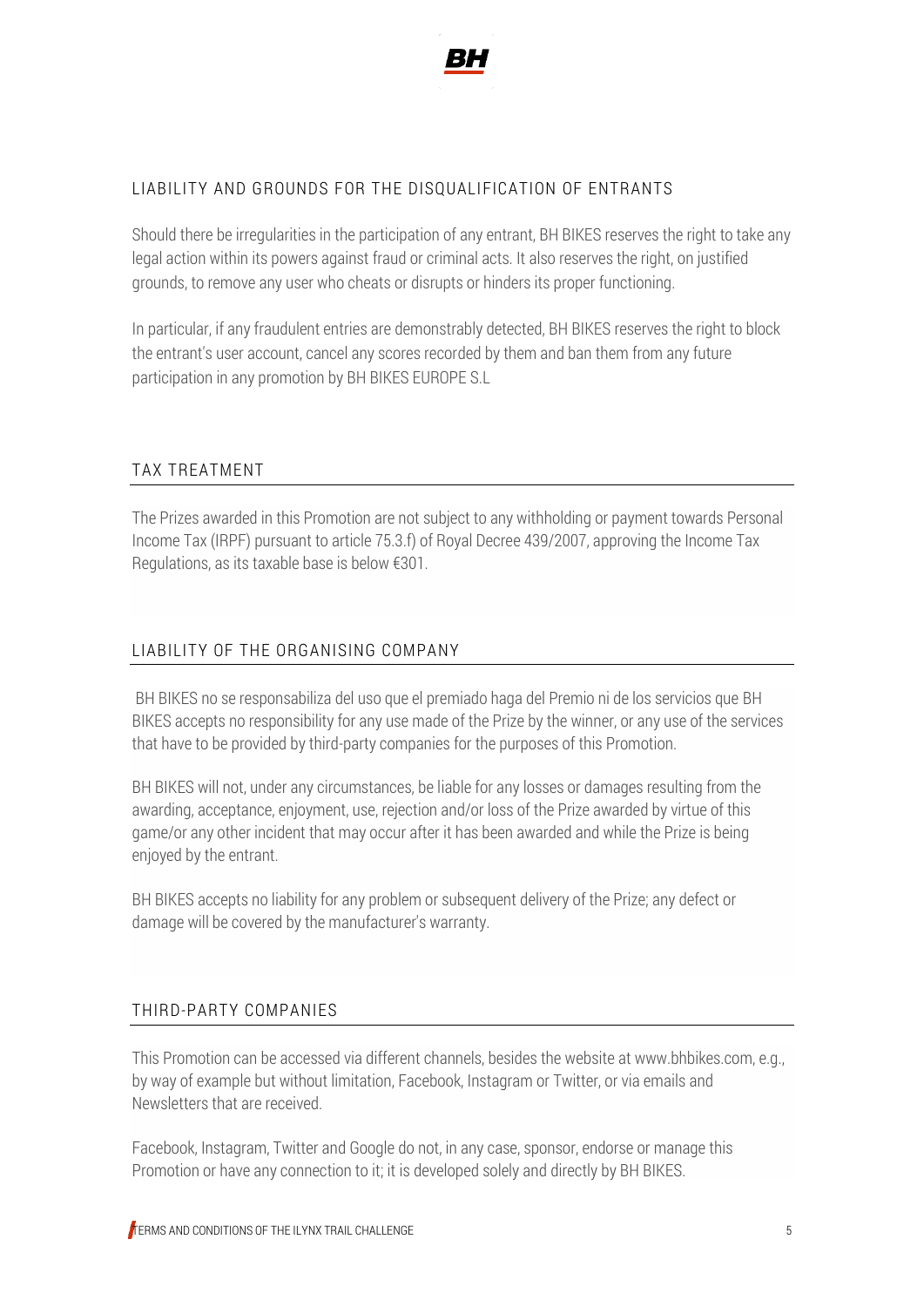## LIABILITY AND GROUNDS FOR THE DISQUALIFICATION OF ENTRANTS

Should there be irregularities in the participation of any entrant, BH BIKES reserves the right to take any legal action within its powers against fraud or criminal acts. It also reserves the right, on justified grounds, to remove any user who cheats or disrupts or hinders its proper functioning.

In particular, if any fraudulent entries are demonstrably detected, BH BIKES reserves the right to block the entrant's user account, cancel any scores recorded by them and ban them from any future participation in any promotion by BH BIKES EUROPE S.L

## TAX TREATMENT

The Prizes awarded in this Promotion are not subject to any withholding or payment towards Personal Income Tax (IRPF) pursuant to article 75.3.f) of Royal Decree 439/2007, approving the Income Tax Regulations, as its taxable base is below €301.

## LIABILITY OF THE ORGANISING COMPANY

BH BIKES no se responsabiliza del uso que el premiado haga del Premio ni de los servicios que BH BIKES accepts no responsibility for any use made of the Prize by the winner, or any use of the services that have to be provided by third-party companies for the purposes of this Promotion.

BH BIKES will not, under any circumstances, be liable for any losses or damages resulting from the awarding, acceptance, enjoyment, use, rejection and/or loss of the Prize awarded by virtue of this game/or any other incident that may occur after it has been awarded and while the Prize is being enjoyed by the entrant.

BH BIKES accepts no liability for any problem or subsequent delivery of the Prize; any defect or damage will be covered by the manufacturer's warranty.

## THIRD-PARTY COMPANIES

This Promotion can be accessed via different channels, besides the website at www.bhbikes.com, e.g., by way of example but without limitation, Facebook, Instagram or Twitter, or via emails and Newsletters that are received.

Facebook, Instagram, Twitter and Google do not, in any case, sponsor, endorse or manage this Promotion or have any connection to it; it is developed solely and directly by BH BIKES.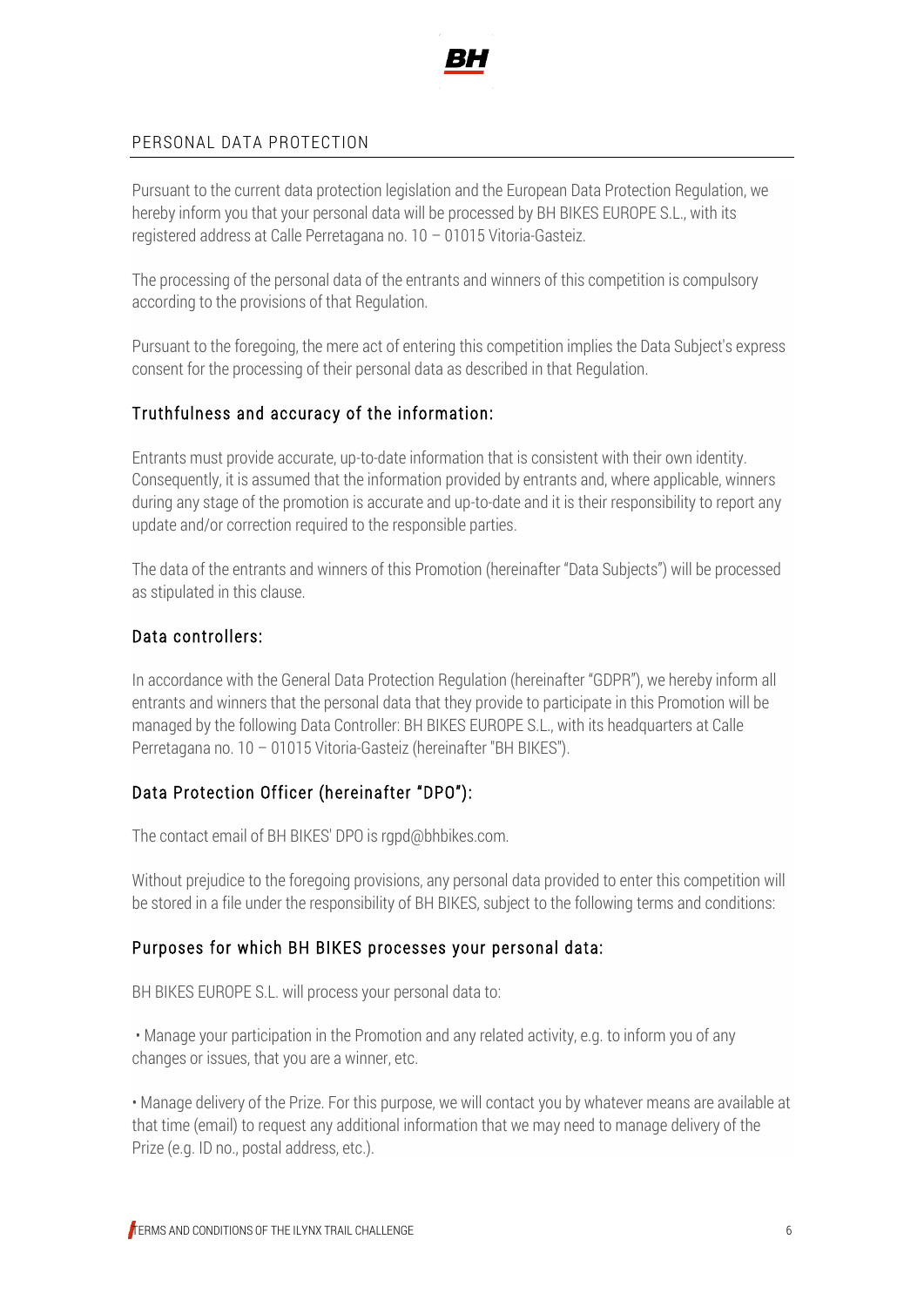## PERSONAL DATA PROTECTION

Pursuant to the current data protection legislation and the European Data Protection Regulation, we hereby inform you that your personal data will be processed by BH BIKES EUROPE S.L., with its registered address at Calle Perretagana no. 10 – 01015 Vitoria-Gasteiz.

The processing of the personal data of the entrants and winners of this competition is compulsory according to the provisions of that Regulation.

Pursuant to the foregoing, the mere act of entering this competition implies the Data Subject's express consent for the processing of their personal data as described in that Regulation.

### Truthfulness and accuracy of the information:

Entrants must provide accurate, up-to-date information that is consistent with their own identity. Consequently, it is assumed that the information provided by entrants and, where applicable, winners during any stage of the promotion is accurate and up-to-date and it is their responsibility to report any update and/or correction required to the responsible parties.

The data of the entrants and winners of this Promotion (hereinafter "Data Subjects") will be processed as stipulated in this clause.

### Data controllers:

In accordance with the General Data Protection Regulation (hereinafter "GDPR"), we hereby inform all entrants and winners that the personal data that they provide to participate in this Promotion will be managed by the following Data Controller: BH BIKES EUROPE S.L., with its headquarters at Calle Perretagana no. 10 – 01015 Vitoria-Gasteiz (hereinafter "BH BIKES").

### Data Protection Officer (hereinafter "DPO"):

The contact email of BH BIKES' DPO is rgpd@bhbikes.com.

Without prejudice to the foregoing provisions, any personal data provided to enter this competition will be stored in a file under the responsibility of BH BIKES, subject to the following terms and conditions:

### Purposes for which BH BIKES processes your personal data:

BH BIKES EUROPE S.L. will process your personal data to:

- Manage your participation in the Promotion and any related activity, e.g. to inform you of any changes or issues, that you are a winner, etc.

- Manage delivery of the Prize. For this purpose, we will contact you by whatever means are available at that time (email) to request any additional information that we may need to manage delivery of the Prize (e.g. ID no., postal address, etc.).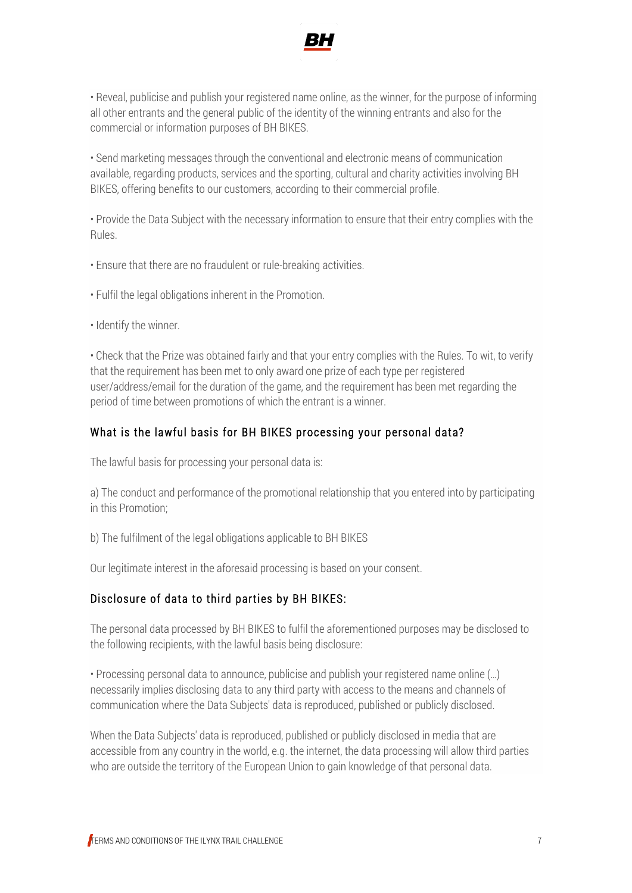• Reveal, publicise and publish your registered name online, as the winner, for the purpose of informing all other entrants and the general public of the identity of the winning entrants and also for the commercial or information purposes of BH BIKES.

• Send marketing messages through the conventional and electronic means of communication available, regarding products, services and the sporting, cultural and charity activities involving BH BIKES, offering benefits to our customers, according to their commercial profile.

• Provide the Data Subject with the necessary information to ensure that their entry complies with the Rules.

• Ensure that there are no fraudulent or rule-breaking activities.

• Fulfil the legal obligations inherent in the Promotion.

• Identify the winner.

• Check that the Prize was obtained fairly and that your entry complies with the Rules. To wit, to verify that the requirement has been met to only award one prize of each type per registered user/address/email for the duration of the game, and the requirement has been met regarding the period of time between promotions of which the entrant is a winner.

## What is the lawful basis for BH BIKES processing your personal data?

The lawful basis for processing your personal data is:

a) The conduct and performance of the promotional relationship that you entered into by participating in this Promotion;

b) The fulfilment of the legal obligations applicable to BH BIKES

Our legitimate interest in the aforesaid processing is based on your consent.

## Disclosure of data to third parties by BH BIKES:

The personal data processed by BH BIKES to fulfil the aforementioned purposes may be disclosed to the following recipients, with the lawful basis being disclosure:

• Processing personal data to announce, publicise and publish your registered name online (…) necessarily implies disclosing data to any third party with access to the means and channels of communication where the Data Subjects' data is reproduced, published or publicly disclosed.

When the Data Subjects' data is reproduced, published or publicly disclosed in media that are accessible from any country in the world, e.g. the internet, the data processing will allow third parties who are outside the territory of the European Union to gain knowledge of that personal data.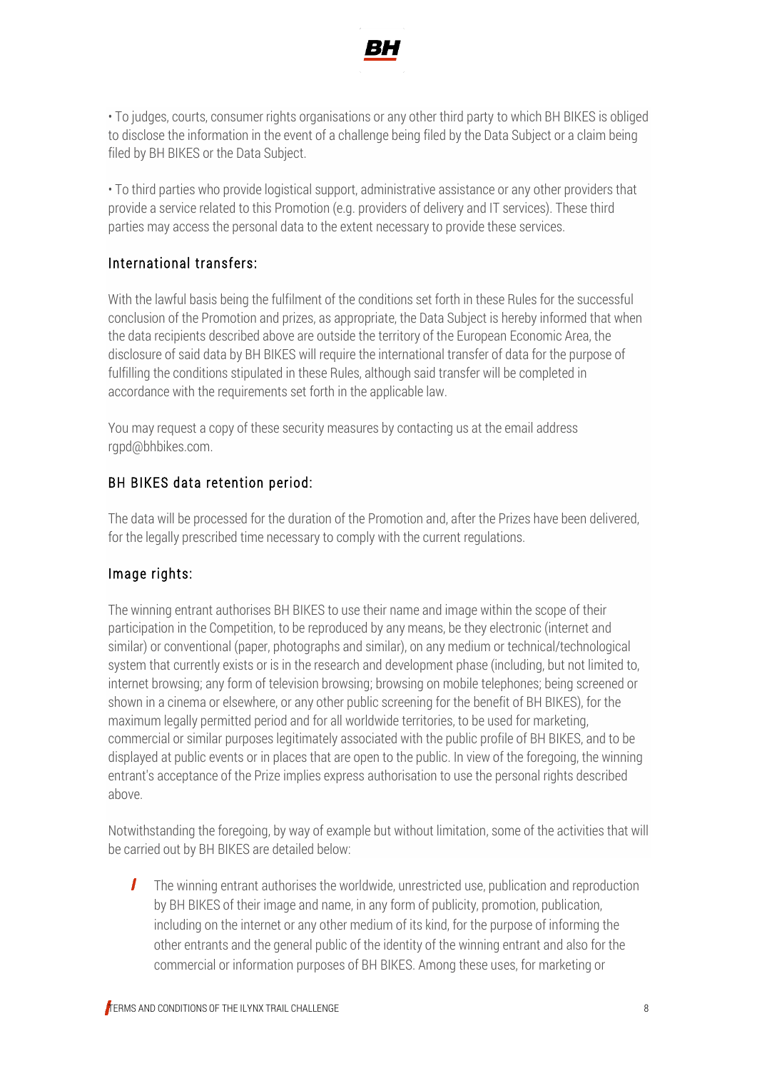• To judges, courts, consumer rights organisations or any other third party to which BH BIKES is obliged to disclose the information in the event of a challenge being filed by the Data Subject or a claim being filed by BH BIKES or the Data Subject.

• To third parties who provide logistical support, administrative assistance or any other providers that provide a service related to this Promotion (e.g. providers of delivery and IT services). These third parties may access the personal data to the extent necessary to provide these services.

## International transfers:

With the lawful basis being the fulfilment of the conditions set forth in these Rules for the successful conclusion of the Promotion and prizes, as appropriate, the Data Subject is hereby informed that when the data recipients described above are outside the territory of the European Economic Area, the disclosure of said data by BH BIKES will require the international transfer of data for the purpose of fulfilling the conditions stipulated in these Rules, although said transfer will be completed in accordance with the requirements set forth in the applicable law.

You may request a copy of these security measures by contacting us at the email address rgpd@bhbikes.com.

## BH BIKES data retention period:

The data will be processed for the duration of the Promotion and, after the Prizes have been delivered, for the legally prescribed time necessary to comply with the current regulations.

## Image rights:

The winning entrant authorises BH BIKES to use their name and image within the scope of their participation in the Competition, to be reproduced by any means, be they electronic (internet and similar) or conventional (paper, photographs and similar), on any medium or technical/technological system that currently exists or is in the research and development phase (including, but not limited to, internet browsing; any form of television browsing; browsing on mobile telephones; being screened or shown in a cinema or elsewhere, or any other public screening for the benefit of BH BIKES), for the maximum legally permitted period and for all worldwide territories, to be used for marketing, commercial or similar purposes legitimately associated with the public profile of BH BIKES, and to be displayed at public events or in places that are open to the public. In view of the foregoing, the winning entrant's acceptance of the Prize implies express authorisation to use the personal rights described above.

Notwithstanding the foregoing, by way of example but without limitation, some of the activities that will be carried out by BH BIKES are detailed below:

- The winning entrant authorises the worldwide, unrestricted use, publication and reproduction by BH BIKES of their image and name, in any form of publicity, promotion, publication, including on the internet or any other medium of its kind, for the purpose of informing the other entrants and the general public of the identity of the winning entrant and also for the commercial or information purposes of BH BIKES. Among these uses, for marketing or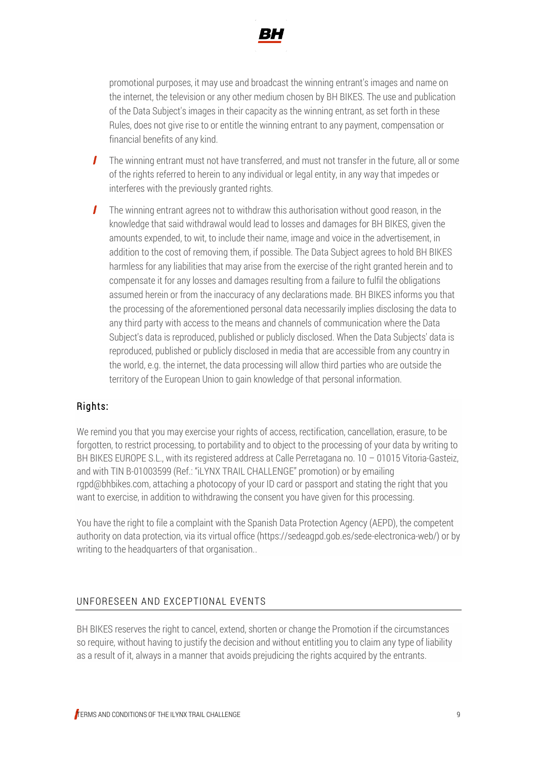promotional purposes, it may use and broadcast the winning entrant's images and name on the internet, the television or any other medium chosen by BH BIKES. The use and publication of the Data Subject's images in their capacity as the winning entrant, as set forth in these Rules, does not give rise to or entitle the winning entrant to any payment, compensation or financial benefits of any kind.

- The winning entrant must not have transferred, and must not transfer in the future, all or some of the rights referred to herein to any individual or legal entity, in any way that impedes or interferes with the previously granted rights.
- The winning entrant agrees not to withdraw this authorisation without good reason, in the knowledge that said withdrawal would lead to losses and damages for BH BIKES, given the amounts expended, to wit, to include their name, image and voice in the advertisement, in addition to the cost of removing them, if possible. The Data Subject agrees to hold BH BIKES harmless for any liabilities that may arise from the exercise of the right granted herein and to compensate it for any losses and damages resulting from a failure to fulfil the obligations assumed herein or from the inaccuracy of any declarations made. BH BIKES informs you that the processing of the aforementioned personal data necessarily implies disclosing the data to any third party with access to the means and channels of communication where the Data Subject's data is reproduced, published or publicly disclosed. When the Data Subjects' data is reproduced, published or publicly disclosed in media that are accessible from any country in the world, e.g. the internet, the data processing will allow third parties who are outside the territory of the European Union to gain knowledge of that personal information.

### Rights:

We remind you that you may exercise your rights of access, rectification, cancellation, erasure, to be forgotten, to restrict processing, to portability and to object to the processing of your data by writing to BH BIKES EUROPE S.L., with its registered address at Calle Perretagana no. 10 – 01015 Vitoria-Gasteiz, and with TIN B-01003599 (Ref.: "iLYNX TRAIL CHALLENGE" promotion) or by emailing rgpd@bhbikes.com, attaching a photocopy of your ID card or passport and stating the right that you want to exercise, in addition to withdrawing the consent you have given for this processing.

You have the right to file a complaint with the Spanish Data Protection Agency (AEPD), the competent authority on data protection, via its virtual office (https://sedeagpd.gob.es/sede-electronica-web/) or by writing to the headquarters of that organisation..

## UNFORESEEN AND EXCEPTIONAL EVENTS

BH BIKES reserves the right to cancel, extend, shorten or change the Promotion if the circumstances so require, without having to justify the decision and without entitling you to claim any type of liability as a result of it, always in a manner that avoids prejudicing the rights acquired by the entrants.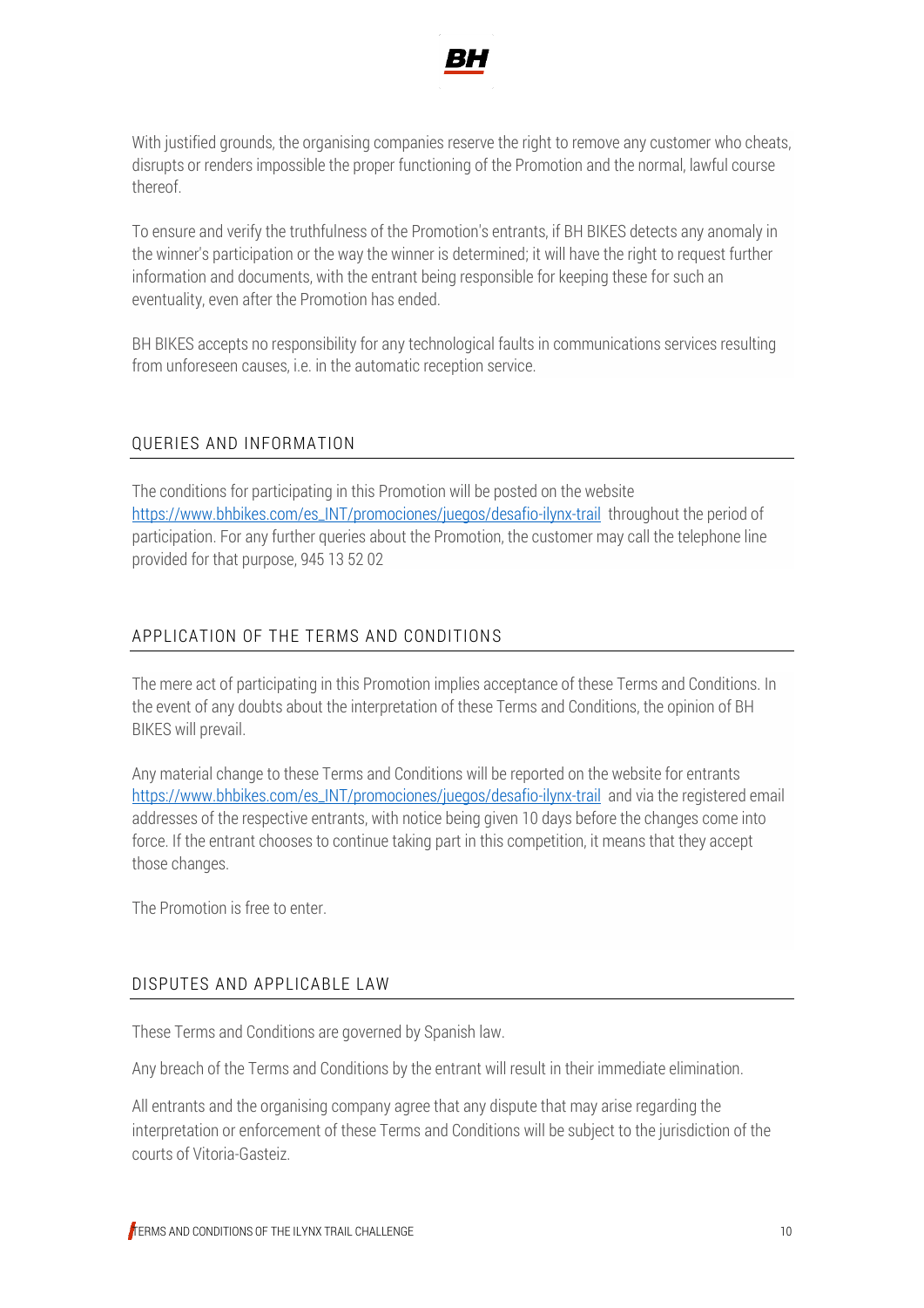With justified grounds, the organising companies reserve the right to remove any customer who cheats, disrupts or renders impossible the proper functioning of the Promotion and the normal, lawful course thereof.

To ensure and verify the truthfulness of the Promotion's entrants, if BH BIKES detects any anomaly in the winner's participation or the way the winner is determined; it will have the right to request further information and documents, with the entrant being responsible for keeping these for such an eventuality, even after the Promotion has ended.

BH BIKES accepts no responsibility for any technological faults in communications services resulting from unforeseen causes, i.e. in the automatic reception service.

## QUERIES AND INFORMATION

The conditions for participating in this Promotion will be posted on the website https://www.bhbikes.com/es_INT/promociones/juegos/desafio-ilynx-trail throughout the period of participation. For any further queries about the Promotion, the customer may call the telephone line provided for that purpose, 945 13 52 02

## APPLICATION OF THE TERMS AND CONDITIONS

The mere act of participating in this Promotion implies acceptance of these Terms and Conditions. In the event of any doubts about the interpretation of these Terms and Conditions, the opinion of BH BIKES will prevail.

Any material change to these Terms and Conditions will be reported on the website for entrants https://www.bhbikes.com/es_INT/promociones/juegos/desafio-ilynx-trail and via the registered email addresses of the respective entrants, with notice being given 10 days before the changes come into force. If the entrant chooses to continue taking part in this competition, it means that they accept those changes.

The Promotion is free to enter.

## DISPUTES AND APPLICABLE LAW

These Terms and Conditions are governed by Spanish law.

Any breach of the Terms and Conditions by the entrant will result in their immediate elimination.

All entrants and the organising company agree that any dispute that may arise regarding the interpretation or enforcement of these Terms and Conditions will be subject to the jurisdiction of the courts of Vitoria-Gasteiz.